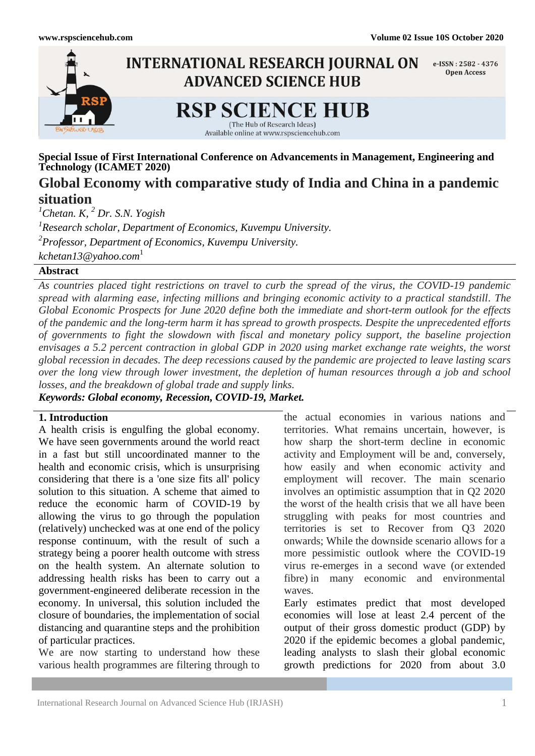Special Issue of First International Conference on Advancements in Management, Engineering and Technology (ICAMET 2020)

# Global Economy with comparative study of India and China in a pandemic situation

*[1]Chetan. K, [2] Dr. S.N. Yogish*

*[1]Research scholar, Department of Economics, Kuvempu University.*

*[2]Professor, Department of Economics, Kuvempu University.*

*kchetan13@yahoo.com*[1]

## Abstract

*As countries placed tight restrictions on travel to curb the spread of the virus, the COVID-19 pandemic spread with alarming ease, infecting millions and bringing economic activity to a practical standstill. The Global Economic Prospects for June 2020 define both the immediate and short-term outlook for the effects of the pandemic and the long-term harm it has spread to growth prospects. Despite the unprecedented efforts of governments to fight the slowdown with fiscal and monetary policy support, the baseline projection envisages a 5.2 percent contraction in global GDP in 2020 using market exchange rate weights, the worst global recession in decades. The deep recessions caused by the pandemic are projected to leave lasting scars over the long view through lower investment, the depletion of human resources through a job and school losses, and the breakdown of global trade and supply links.*

***Keywords: Global economy, Recession, COVID-19, Market.***

## 1. Introduction

A health crisis is engulfing the global economy. We have seen governments around the world react in a fast but still uncoordinated manner to the health and economic crisis, which is unsurprising considering that there is a 'one size fits all' policy solution to this situation. A scheme that aimed to reduce the economic harm of COVID-19 by allowing the virus to go through the population (relatively) unchecked was at one end of the policy response continuum, with the result of such a strategy being a poorer health outcome with stress on the health system. An alternate solution to addressing health risks has been to carry out a government-engineered deliberate recession in the economy. In universal, this solution included the closure of boundaries, the implementation of social distancing and quarantine steps and the prohibition of particular practices.

We are now starting to understand how these various health programmes are filtering through to the actual economies in various nations and territories. What remains uncertain, however, is how sharp the short-term decline in economic activity and Employment will be and, conversely, how easily and when economic activity and employment will recover. The main scenario involves an optimistic assumption that in Q2 2020 the worst of the health crisis that we all have been struggling with peaks for most countries and territories is set to Recover from Q3 2020 onwards; While the downside scenario allows for a more pessimistic outlook where the COVID-19 virus re-emerges in a second wave (or extended fibre) in many economic and environmental waves.

Early estimates predict that most developed economies will lose at least 2.4 percent of the output of their gross domestic product (GDP) by 2020 if the epidemic becomes a global pandemic, leading analysts to slash their global economic growth predictions for 2020 from about 3.0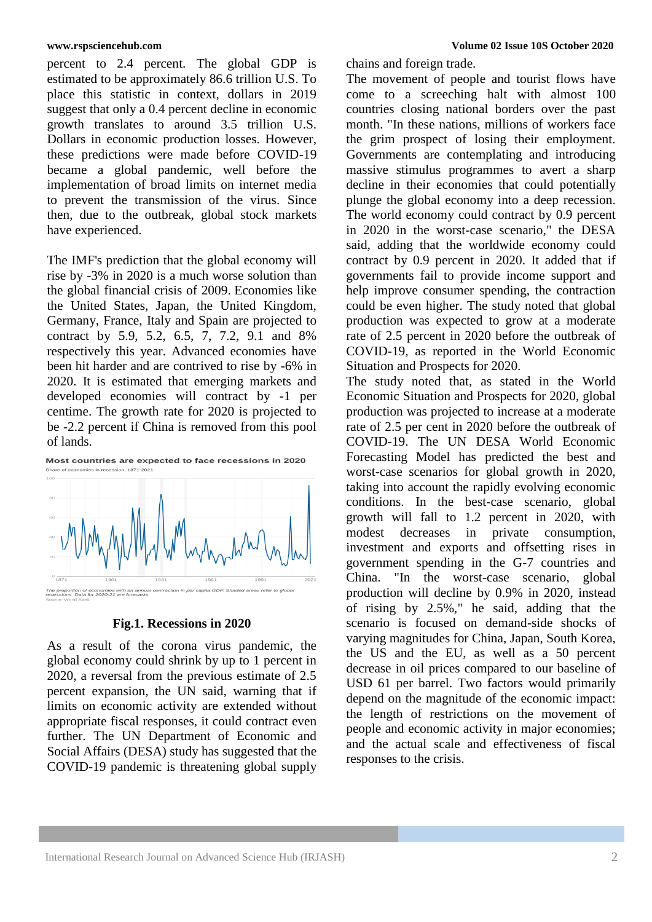percent to 2.4 percent. The global GDP is estimated to be approximately 86.6 trillion U.S. To place this statistic in context, dollars in 2019 suggest that only a 0.4 percent decline in economic growth translates to around 3.5 trillion U.S. Dollars in economic production losses. However, these predictions were made before COVID-19 became a global pandemic, well before the implementation of broad limits on internet media to prevent the transmission of the virus. Since then, due to the outbreak, global stock markets have experienced.

The IMF's prediction that the global economy will rise by -3% in 2020 is a much worse solution than the global financial crisis of 2009. Economies like the United States, Japan, the United Kingdom, Germany, France, Italy and Spain are projected to contract by 5.9, 5.2, 6.5, 7, 7.2, 9.1 and 8% respectively this year. Advanced economies have been hit harder and are contrived to rise by -6% in 2020. It is estimated that emerging markets and developed economies will contract by -1 per centime. The growth rate for 2020 is projected to be -2.2 percent if China is removed from this pool of lands.

Most countries are expected to face recessions in 2020

Share of economies in recession, 1871-2021

100
80
60
40
20
0
1871
1901
1931
1961
1991
2021

The proportion of economies with an annual contraction in per capita GDP. Shaded areas refer to global recessions. Data for 2020-21 are forecasts.
Source: World Bank

**Fig.1. Recessions in 2020**

As a result of the corona virus pandemic, the global economy could shrink by up to 1 percent in 2020, a reversal from the previous estimate of 2.5 percent expansion, the UN said, warning that if limits on economic activity are extended without appropriate fiscal responses, it could contract even further. The UN Department of Economic and Social Affairs (DESA) study has suggested that the COVID-19 pandemic is threatening global supply chains and foreign trade.

The movement of people and tourist flows have come to a screeching halt with almost 100 countries closing national borders over the past month. "In these nations, millions of workers face the grim prospect of losing their employment. Governments are contemplating and introducing massive stimulus programmes to avert a sharp decline in their economies that could potentially plunge the global economy into a deep recession. The world economy could contract by 0.9 percent in 2020 in the worst-case scenario," the DESA said, adding that the worldwide economy could contract by 0.9 percent in 2020. It added that if governments fail to provide income support and help improve consumer spending, the contraction could be even higher. The study noted that global production was expected to grow at a moderate rate of 2.5 percent in 2020 before the outbreak of COVID-19, as reported in the World Economic Situation and Prospects for 2020.

The study noted that, as stated in the World Economic Situation and Prospects for 2020, global production was projected to increase at a moderate rate of 2.5 per cent in 2020 before the outbreak of COVID-19. The UN DESA World Economic Forecasting Model has predicted the best and worst-case scenarios for global growth in 2020, taking into account the rapidly evolving economic conditions. In the best-case scenario, global growth will fall to 1.2 percent in 2020, with modest decreases in private consumption, investment and exports and offsetting rises in government spending in the G-7 countries and China. "In the worst-case scenario, global production will decline by 0.9% in 2020, instead of rising by 2.5%," he said, adding that the scenario is focused on demand-side shocks of varying magnitudes for China, Japan, South Korea, the US and the EU, as well as a 50 percent decrease in oil prices compared to our baseline of USD 61 per barrel. Two factors would primarily depend on the magnitude of the economic impact: the length of restrictions on the movement of people and economic activity in major economies; and the actual scale and effectiveness of fiscal responses to the crisis.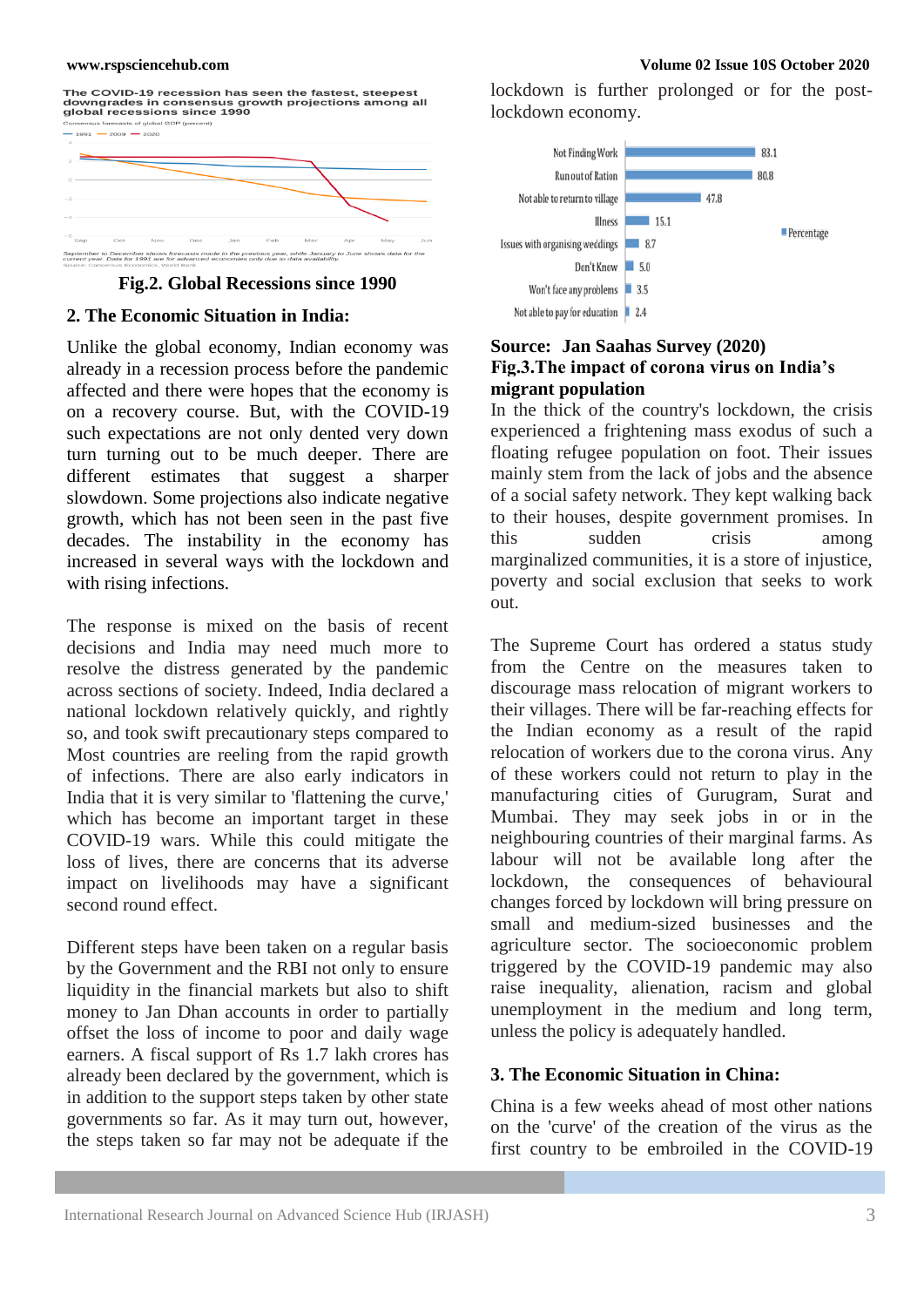The COVID-19 recession has seen the fastest, steepest downgrades in consensus growth projections among all global recessions since 1990

Consensus forecasts of global GDP (percent)

1991 2009 2020

4
2
0
-2
-4
-6

Sep Oct Nov Dec Jan Feb Mar Apr May Jun

September to December shows forecasts made in the previous year, while January to June shows data for the current year. Data for 1991 are for advanced economies only due to data availability.
Source: Consensus Economics, World Bank

**Fig.2. Global Recessions since 1990**

## 2. The Economic Situation in India:

Unlike the global economy, Indian economy was already in a recession process before the pandemic affected and there were hopes that the economy is on a recovery course. But, with the COVID-19 such expectations are not only dented very down turn turning out to be much deeper. There are different estimates that suggest a sharper slowdown. Some projections also indicate negative growth, which has not been seen in the past five decades. The instability in the economy has increased in several ways with the lockdown and with rising infections.

The response is mixed on the basis of recent decisions and India may need much more to resolve the distress generated by the pandemic across sections of society. Indeed, India declared a national lockdown relatively quickly, and rightly so, and took swift precautionary steps compared to Most countries are reeling from the rapid growth of infections. There are also early indicators in India that it is very similar to 'flattening the curve,' which has become an important target in these COVID-19 wars. While this could mitigate the loss of lives, there are concerns that its adverse impact on livelihoods may have a significant second round effect.

Different steps have been taken on a regular basis by the Government and the RBI not only to ensure liquidity in the financial markets but also to shift money to Jan Dhan accounts in order to partially offset the loss of income to poor and daily wage earners. A fiscal support of Rs 1.7 lakh crores has already been declared by the government, which is in addition to the support steps taken by other state governments so far. As it may turn out, however, the steps taken so far may not be adequate if the lockdown is further prolonged or for the post-lockdown economy.

Not Finding Work 83.1
Run out of Ration 80.8
Not able to return to village 47.8
Illness 15.1
Issues with organising weddings 8.7
Don't Know 5.0
Won't face any problems 3.5
Not able to pay for education 2.4
Percentage

**Source: Jan Saahas Survey (2020)**
**Fig.3.The impact of corona virus on India's migrant population**

In the thick of the country's lockdown, the crisis experienced a frightening mass exodus of such a floating refugee population on foot. Their issues mainly stem from the lack of jobs and the absence of a social safety network. They kept walking back to their houses, despite government promises. In this sudden crisis among marginalized communities, it is a store of injustice, poverty and social exclusion that seeks to work out.

The Supreme Court has ordered a status study from the Centre on the measures taken to discourage mass relocation of migrant workers to their villages. There will be far-reaching effects for the Indian economy as a result of the rapid relocation of workers due to the corona virus. Any of these workers could not return to play in the manufacturing cities of Gurugram, Surat and Mumbai. They may seek jobs in or in the neighbouring countries of their marginal farms. As labour will not be available long after the lockdown, the consequences of behavioural changes forced by lockdown will bring pressure on small and medium-sized businesses and the agriculture sector. The socioeconomic problem triggered by the COVID-19 pandemic may also raise inequality, alienation, racism and global unemployment in the medium and long term, unless the policy is adequately handled.

## 3. The Economic Situation in China:

China is a few weeks ahead of most other nations on the 'curve' of the creation of the virus as the first country to be embroiled in the COVID-19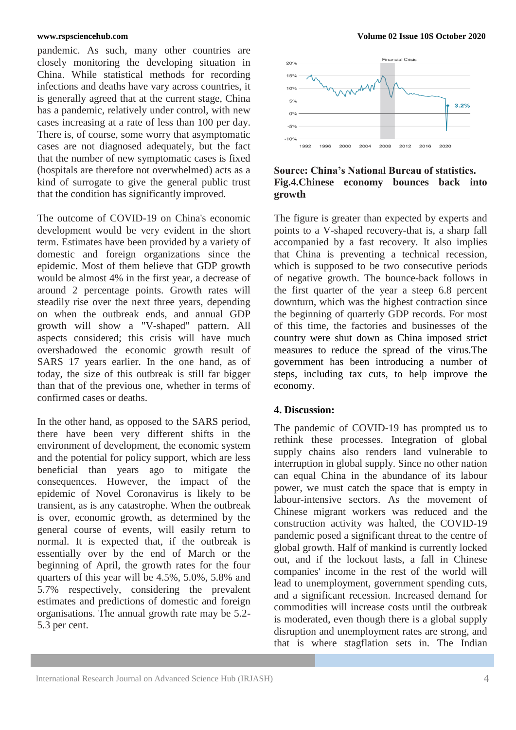pandemic. As such, many other countries are closely monitoring the developing situation in China. While statistical methods for recording infections and deaths have vary across countries, it is generally agreed that at the current stage, China has a pandemic, relatively under control, with new cases increasing at a rate of less than 100 per day. There is, of course, some worry that asymptomatic cases are not diagnosed adequately, but the fact that the number of new symptomatic cases is fixed (hospitals are therefore not overwhelmed) acts as a kind of surrogate to give the general public trust that the condition has significantly improved.

The outcome of COVID-19 on China's economic development would be very evident in the short term. Estimates have been provided by a variety of domestic and foreign organizations since the epidemic. Most of them believe that GDP growth would be almost 4% in the first year, a decrease of around 2 percentage points. Growth rates will steadily rise over the next three years, depending on when the outbreak ends, and annual GDP growth will show a "V-shaped" pattern. All aspects considered; this crisis will have much overshadowed the economic growth result of SARS 17 years earlier. In the one hand, as of today, the size of this outbreak is still far bigger than that of the previous one, whether in terms of confirmed cases or deaths.

In the other hand, as opposed to the SARS period, there have been very different shifts in the environment of development, the economic system and the potential for policy support, which are less beneficial than years ago to mitigate the consequences. However, the impact of the epidemic of Novel Coronavirus is likely to be transient, as is any catastrophe. When the outbreak is over, economic growth, as determined by the general course of events, will easily return to normal. It is expected that, if the outbreak is essentially over by the end of March or the beginning of April, the growth rates for the four quarters of this year will be 4.5%, 5.0%, 5.8% and 5.7% respectively, considering the prevalent estimates and predictions of domestic and foreign organisations. The annual growth rate may be 5.2-5.3 per cent.

Financial Crisis

20%
15%
10%
5%
0%
-5%
-10%

3.2%

1992 1996 2000 2004 2008 2012 2016 2020

**Source: China's National Bureau of statistics. Fig.4.Chinese economy bounces back into growth**

The figure is greater than expected by experts and points to a V-shaped recovery-that is, a sharp fall accompanied by a fast recovery. It also implies that China is preventing a technical recession, which is supposed to be two consecutive periods of negative growth. The bounce-back follows in the first quarter of the year a steep 6.8 percent downturn, which was the highest contraction since the beginning of quarterly GDP records. For most of this time, the factories and businesses of the country were shut down as China imposed strict measures to reduce the spread of the virus.The government has been introducing a number of steps, including tax cuts, to help improve the economy.

## 4. Discussion:

The pandemic of COVID-19 has prompted us to rethink these processes. Integration of global supply chains also renders land vulnerable to interruption in global supply. Since no other nation can equal China in the abundance of its labour power, we must catch the space that is empty in labour-intensive sectors. As the movement of Chinese migrant workers was reduced and the construction activity was halted, the COVID-19 pandemic posed a significant threat to the centre of global growth. Half of mankind is currently locked out, and if the lockout lasts, a fall in Chinese companies' income in the rest of the world will lead to unemployment, government spending cuts, and a significant recession. Increased demand for commodities will increase costs until the outbreak is moderated, even though there is a global supply disruption and unemployment rates are strong, and that is where stagflation sets in. The Indian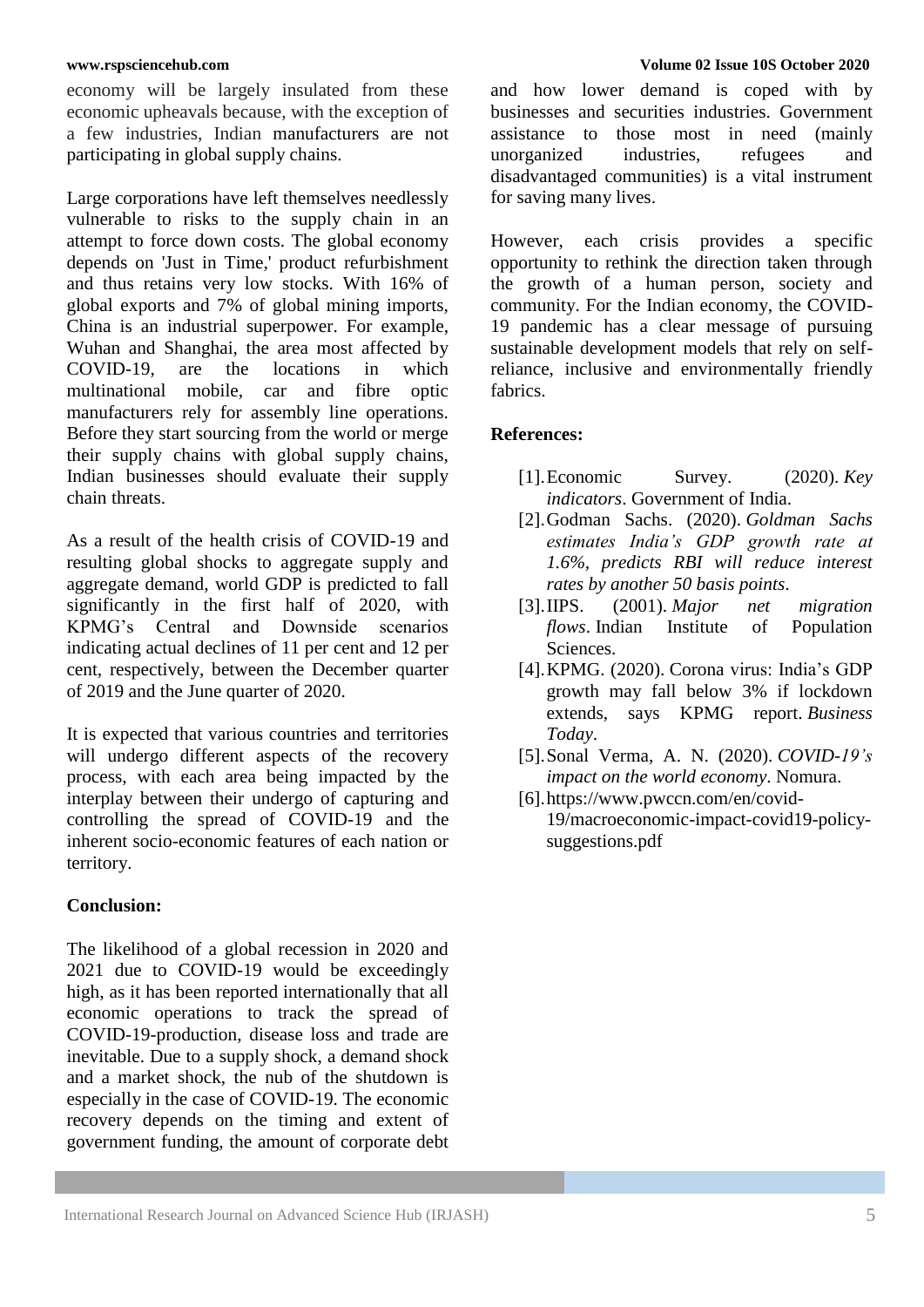economy will be largely insulated from these economic upheavals because, with the exception of a few industries, Indian manufacturers are not participating in global supply chains.

Large corporations have left themselves needlessly vulnerable to risks to the supply chain in an attempt to force down costs. The global economy depends on 'Just in Time,' product refurbishment and thus retains very low stocks. With 16% of global exports and 7% of global mining imports, China is an industrial superpower. For example, Wuhan and Shanghai, the area most affected by COVID-19, are the locations in which multinational mobile, car and fibre optic manufacturers rely for assembly line operations. Before they start sourcing from the world or merge their supply chains with global supply chains, Indian businesses should evaluate their supply chain threats.

As a result of the health crisis of COVID-19 and resulting global shocks to aggregate supply and aggregate demand, world GDP is predicted to fall significantly in the first half of 2020, with KPMG's Central and Downside scenarios indicating actual declines of 11 per cent and 12 per cent, respectively, between the December quarter of 2019 and the June quarter of 2020.

It is expected that various countries and territories will undergo different aspects of the recovery process, with each area being impacted by the interplay between their undergo of capturing and controlling the spread of COVID-19 and the inherent socio-economic features of each nation or territory.

**Conclusion:**

The likelihood of a global recession in 2020 and 2021 due to COVID-19 would be exceedingly high, as it has been reported internationally that all economic operations to track the spread of COVID-19-production, disease loss and trade are inevitable. Due to a supply shock, a demand shock and a market shock, the nub of the shutdown is especially in the case of COVID-19. The economic recovery depends on the timing and extent of government funding, the amount of corporate debt and how lower demand is coped with by businesses and securities industries. Government assistance to those most in need (mainly unorganized industries, refugees and disadvantaged communities) is a vital instrument for saving many lives.

However, each crisis provides a specific opportunity to rethink the direction taken through the growth of a human person, society and community. For the Indian economy, the COVID-19 pandemic has a clear message of pursuing sustainable development models that rely on self-reliance, inclusive and environmentally friendly fabrics.

**References:**

[1]. Economic Survey. (2020). *Key indicators*. Government of India.

[2]. Godman Sachs. (2020). *Goldman Sachs estimates India's GDP growth rate at 1.6%, predicts RBI will reduce interest rates by another 50 basis points*.

[3]. IIPS. (2001). *Major net migration flows*. Indian Institute of Population Sciences.

[4]. KPMG. (2020). Corona virus: India's GDP growth may fall below 3% if lockdown extends, says KPMG report. *Business Today*.

[5]. Sonal Verma, A. N. (2020). *COVID-19's impact on the world economy*. Nomura.

[6]. https://www.pwccn.com/en/covid-19/macroeconomic-impact-covid19-policy-suggestions.pdf